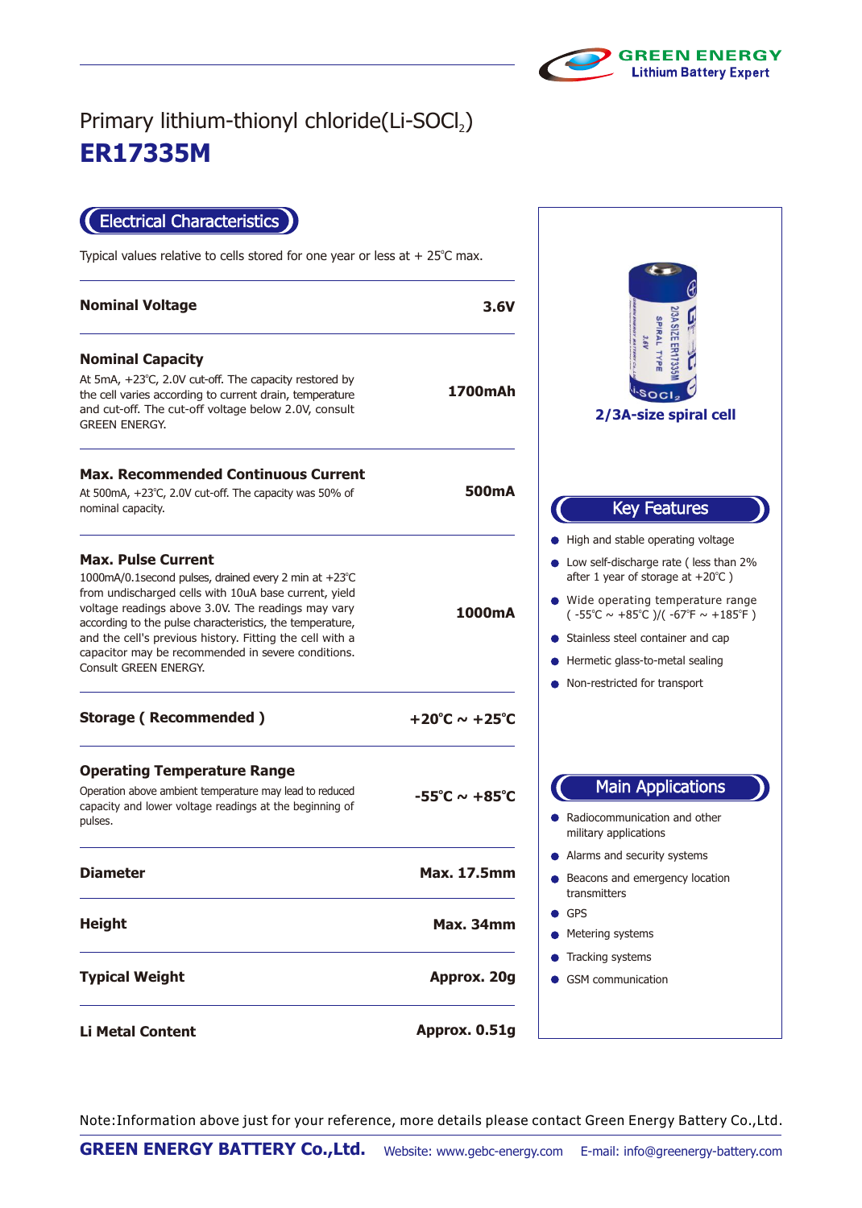GREEN ENERGY
Lithium Battery Expert

# Primary lithium-thionyl chloride(Li-$SOCl_2$)

# ER17335M

## Electrical Characteristics

Typical values relative to cells stored for one year or less at + 25℃ max.

| Parameter | Value |
|---|---|
| **Nominal Voltage** | **3.6V** |
| **Nominal Capacity**<br>At 5mA, +23℃, 2.0V cut-off. The capacity restored by the cell varies according to current drain, temperature and cut-off. The cut-off voltage below 2.0V, consult GREEN ENERGY. | **1700mAh** |
| **Max. Recommended Continuous Current**<br>At 500mA, +23℃, 2.0V cut-off. The capacity was 50% of nominal capacity. | **500mA** |
| **Max. Pulse Current**<br>1000mA/0.1second pulses, drained every 2 min at +23℃ from undischarged cells with 10uA base current, yield voltage readings above 3.0V. The readings may vary according to the pulse characteristics, the temperature, and the cell's previous history. Fitting the cell with a capacitor may be recommended in severe conditions. Consult GREEN ENERGY. | **1000mA** |
| **Storage ( Recommended )** | **+20℃ ~ +25℃** |
| **Operating Temperature Range**<br>Operation above ambient temperature may lead to reduced capacity and lower voltage readings at the beginning of pulses. | **-55℃ ~ +85℃** |
| **Diameter** | **Max. 17.5mm** |
| **Height** | **Max. 34mm** |
| **Typical Weight** | **Approx. 20g** |
| **Li Metal Content** | **Approx. 0.51g** |

**2/3A-size spiral cell**

## Key Features

- High and stable operating voltage
- Low self-discharge rate ( less than 2% after 1 year of storage at +20℃ )
- Wide operating temperature range ( -55℃ ~ +85℃ )/( -67℉ ~ +185℉ )
- Stainless steel container and cap
- Hermetic glass-to-metal sealing
- Non-restricted for transport

## Main Applications

- Radiocommunication and other military applications
- Alarms and security systems
- Beacons and emergency location transmitters
- GPS
- Metering systems
- Tracking systems
- GSM communication

Note:Information above just for your reference, more details please contact Green Energy Battery Co.,Ltd.

**GREEN ENERGY BATTERY Co.,Ltd.** Website: www.gebc-energy.com E-mail: info@greenergy-battery.com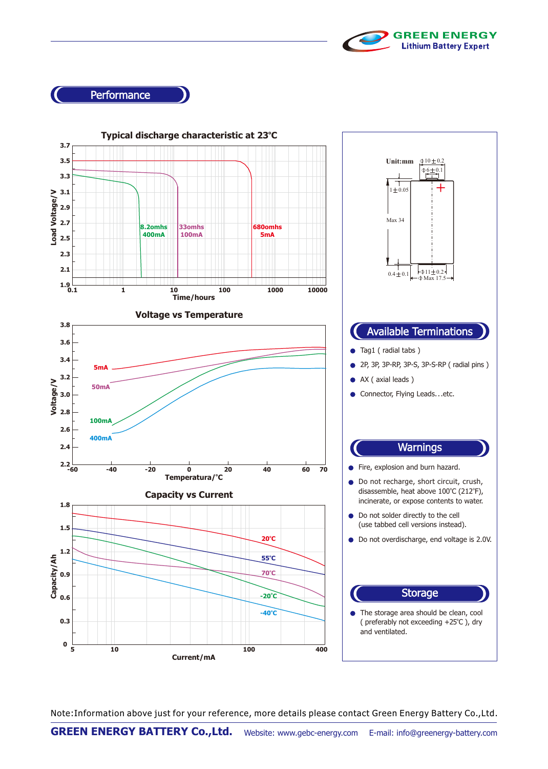# Performance

### Typical discharge characteristic at 23℃

Load Voltage/V

3.7
3.5
3.3
3.1
2.9
2.7
2.5
2.3
2.1
1.9

0.1 1 10 100 1000 10000

Time/hours

8.2omhs 400mA

33omhs 100mA

680omhs 5mA

### Voltage vs Temperature

Voltage/V

3.8
3.6
3.4
3.2
3.0
2.8
2.6
2.4
2.2

-60 -40 -20 0 20 40 60 70

Temperatura/℃

5mA

50mA

100mA

400mA

### Capacity vs Current

Capacity/Ah

1.8
1.5
1.2
0.9
0.6
0.3
0

5 10 100 400

Current/mA

20℃

55℃

70℃

-20℃

-40℃

Unit:mm

Φ10±0.2

Φ6±0.1

1±0.05

Max 34

0.4±0.1

Φ11±0.2

Φ Max 17.5

+

## Available Terminations

- Tag1 ( radial tabs )
- 2P, 3P, 3P-RP, 3P-S, 3P-S-RP ( radial pins )
- AX ( axial leads )
- Connector, Flying Leads…etc.

## Warnings

- Fire, explosion and burn hazard.
- Do not recharge, short circuit, crush, disassemble, heat above 100℃ (212℉), incinerate, or expose contents to water.
- Do not solder directly to the cell (use tabbed cell versions instead).
- Do not overdischarge, end voltage is 2.0V.

## Storage

- The storage area should be clean, cool ( preferably not exceeding +25℃ ), dry and ventilated.

Note:Information above just for your reference, more details please contact Green Energy Battery Co.,Ltd.

**GREEN ENERGY BATTERY Co.,Ltd.** Website: www.gebc-energy.com E-mail: info@greenergy-battery.com